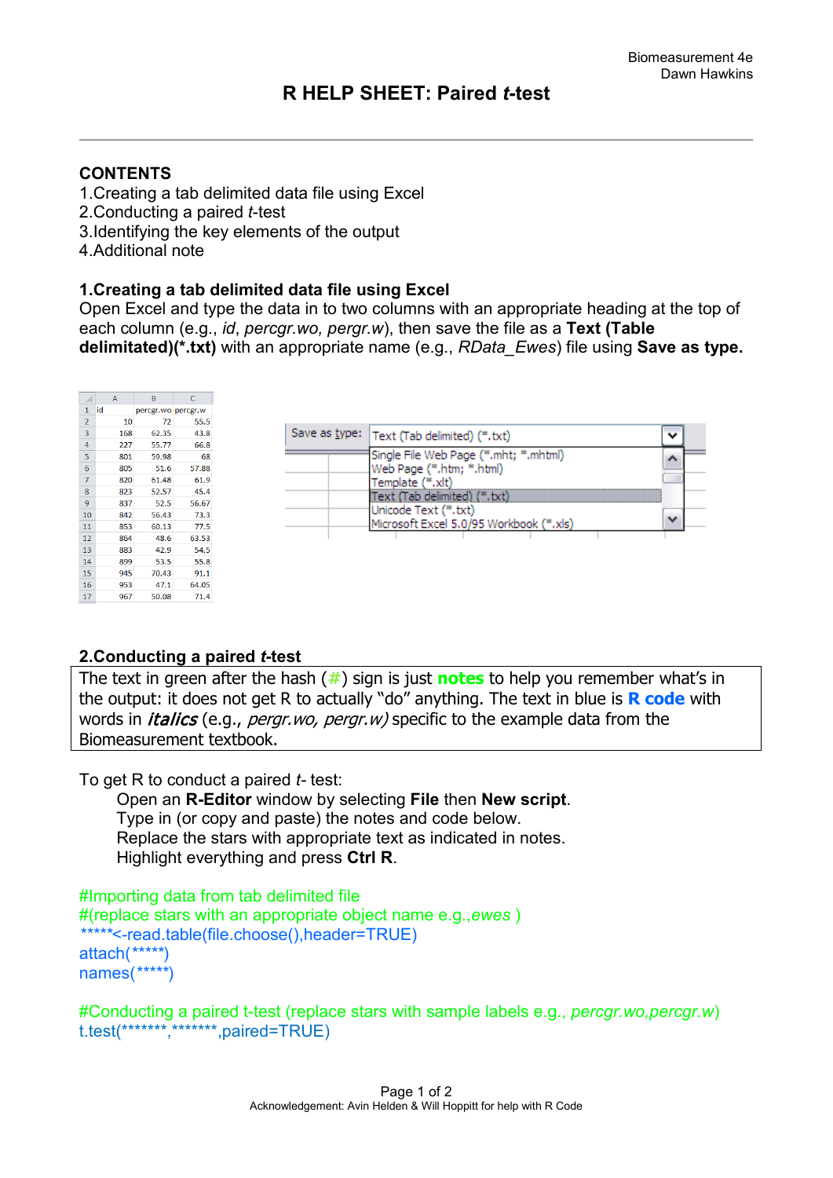# R HELP SHEET: Paired *t*-test

## CONTENTS

1. Creating a tab delimited data file using Excel
2. Conducting a paired *t*-test
3. Identifying the key elements of the output
4. Additional note

## 1.Creating a tab delimited data file using Excel

Open Excel and type the data in to two columns with an appropriate heading at the top of each column (e.g., *id*, *percgr.wo, pergr.w*), then save the file as a **Text (Table delimited)(*.txt)** with an appropriate name (e.g., *RData_Ewes*) file using **Save as type.**

| | A | B | C |
|---|---|---|---|
| 1 | id | percgr.wo | percgr.w |
| 2 | 10 | 72 | 55.5 |
| 3 | 168 | 62.35 | 43.8 |
| 4 | 227 | 55.77 | 66.8 |
| 5 | 801 | 59.98 | 68 |
| 6 | 805 | 51.6 | 57.88 |
| 7 | 820 | 61.48 | 61.9 |
| 8 | 823 | 52.57 | 45.4 |
| 9 | 837 | 52.5 | 56.67 |
| 10 | 842 | 56.43 | 73.3 |
| 11 | 853 | 60.13 | 77.5 |
| 12 | 864 | 48.6 | 63.53 |
| 13 | 883 | 42.9 | 54.5 |
| 14 | 899 | 53.5 | 55.8 |
| 15 | 945 | 70.43 | 91.1 |
| 16 | 953 | 47.1 | 64.05 |
| 17 | 967 | 50.08 | 71.4 |

Save as type: Text (Tab delimited) (*.txt)

- Single File Web Page (*.mht; *.mhtml)
- Web Page (*.htm; *.html)
- Template (*.xlt)
- Text (Tab delimited) (*.txt)
- Unicode Text (*.txt)
- Microsoft Excel 5.0/95 Workbook (*.xls)

## 2.Conducting a paired *t*-test

The text in green after the hash (#) sign is just **notes** to help you remember what's in the output: it does not get R to actually "do" anything. The text in blue is **R code** with words in *italics* (e.g., *pergr.wo, pergr.w)* specific to the example data from the Biomeasurement textbook.

To get R to conduct a paired *t*- test:

Open an **R-Editor** window by selecting **File** then **New script**.
Type in (or copy and paste) the notes and code below.
Replace the stars with appropriate text as indicated in notes.
Highlight everything and press **Ctrl R**.

```
#Importing data from tab delimited file
#(replace stars with an appropriate object name e.g.,ewes )
*****<-read.table(file.choose(),header=TRUE)
attach(*****)
names(*****)

#Conducting a paired t-test (replace stars with sample labels e.g., percgr.wo,percgr.w)
t.test(*******,*******,paired=TRUE)
```

Acknowledgement: Avin Helden & Will Hoppitt for help with R Code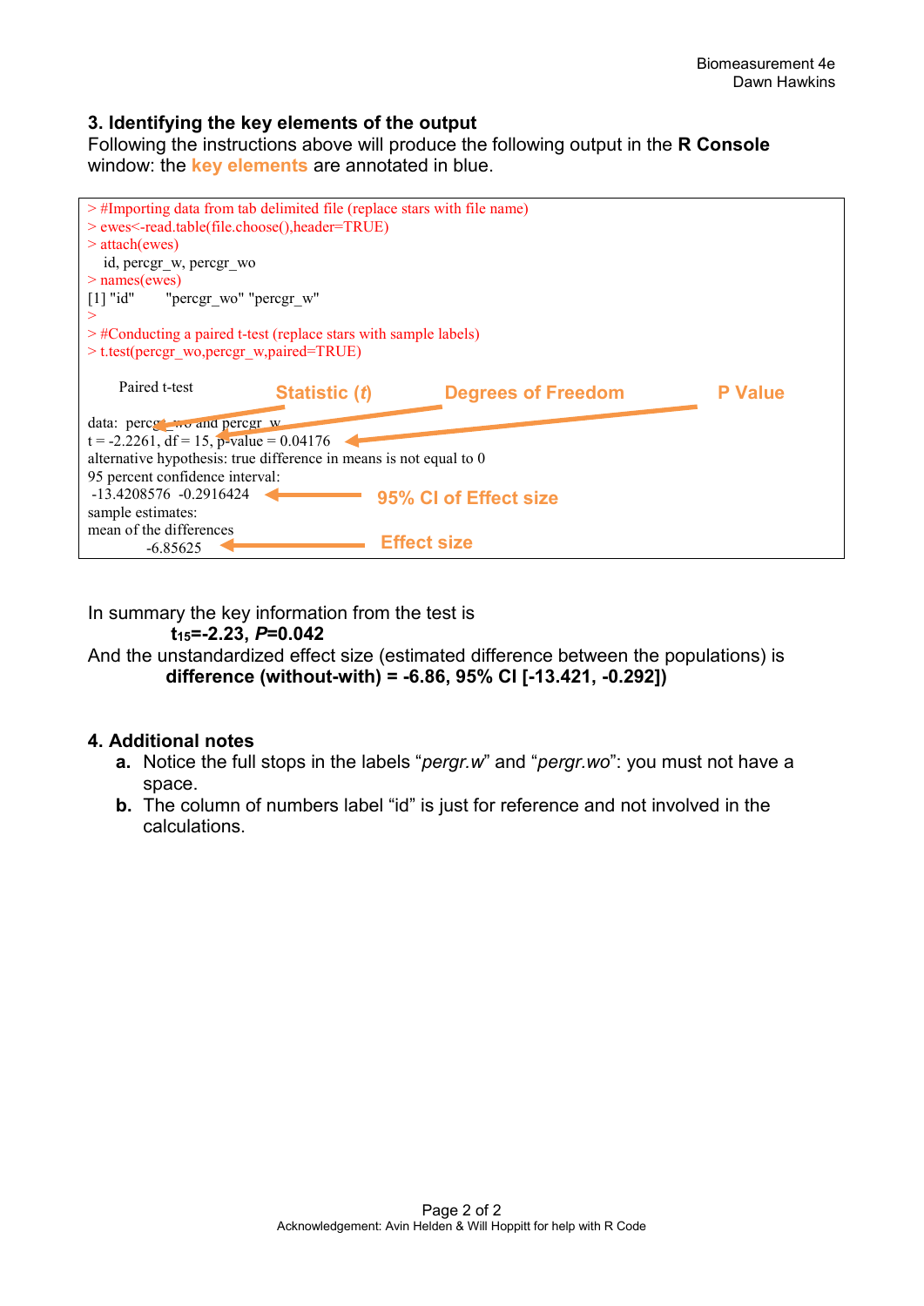### 3. Identifying the key elements of the output

Following the instructions above will produce the following output in the **R Console** window: the key elements are annotated in blue.

```
> #Importing data from tab delimited file (replace stars with file name)
> ewes<-read.table(file.choose(),header=TRUE)
> attach(ewes)
   id, percgr_w, percgr_wo
> names(ewes)
[1] "id"       "percgr_wo" "percgr_w"
>
> #Conducting a paired t-test (replace stars with sample labels)
> t.test(percgr_wo,percgr_w,paired=TRUE)

        Paired t-test

data:  percgr_wo and percgr_w
t = -2.2261, df = 15, p-value = 0.04176
alternative hypothesis: true difference in means is not equal to 0
95 percent confidence interval:
 -13.4208576  -0.2916424
sample estimates:
mean of the differences
          -6.85625
```

Statistic ($t$)

Degrees of Freedom

P Value

95% CI of Effect size

Effect size

In summary the key information from the test is

$\mathbf{t_{15}=-2.23}$, $\boldsymbol{P}$**=0.042**

And the unstandardized effect size (estimated difference between the populations) is

**difference (without-with) = -6.86, 95% CI [-13.421, -0.292])**

### 4. Additional notes

a. Notice the full stops in the labels “*pergr.w*” and “*pergr.wo*”: you must not have a space.

b. The column of numbers label “id” is just for reference and not involved in the calculations.

Acknowledgement: Avin Helden & Will Hoppitt for help with R Code